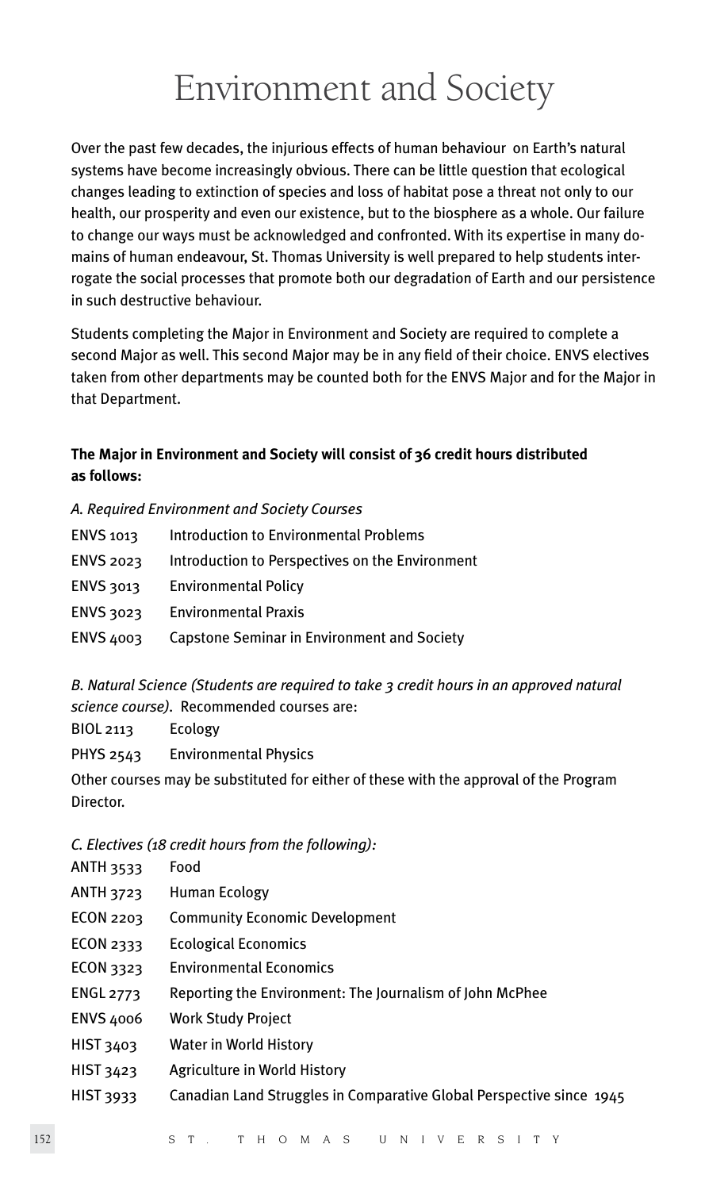# Environment and Society

Over the past few decades, the injurious effects of human behaviour on Earth's natural systems have become increasingly obvious. There can be little question that ecological changes leading to extinction of species and loss of habitat pose a threat not only to our health, our prosperity and even our existence, but to the biosphere as a whole. Our failure to change our ways must be acknowledged and confronted. With its expertise in many domains of human endeavour, St. Thomas University is well prepared to help students interrogate the social processes that promote both our degradation of Earth and our persistence in such destructive behaviour.

Students completing the Major in Environment and Society are required to complete a second Major as well. This second Major may be in any field of their choice. ENVS electives taken from other departments may be counted both for the ENVS Major and for the Major in that Department.

**The Major in Environment and Society will consist of 36 credit hours distributed as follows:**

*A. Required Environment and Society Courses*

| | |
|---|---|
| ENVS 1013 | Introduction to Environmental Problems |
| ENVS 2023 | Introduction to Perspectives on the Environment |
| ENVS 3013 | Environmental Policy |
| ENVS 3023 | Environmental Praxis |
| ENVS 4003 | Capstone Seminar in Environment and Society |

*B. Natural Science (Students are required to take 3 credit hours in an approved natural science course).* Recommended courses are:

| | |
|---|---|
| BIOL 2113 | Ecology |
| PHYS 2543 | Environmental Physics |

Other courses may be substituted for either of these with the approval of the Program Director.

*C. Electives (18 credit hours from the following):*

| | |
|---|---|
| ANTH 3533 | Food |
| ANTH 3723 | Human Ecology |
| ECON 2203 | Community Economic Development |
| ECON 2333 | Ecological Economics |
| ECON 3323 | Environmental Economics |
| ENGL 2773 | Reporting the Environment: The Journalism of John McPhee |
| ENVS 4006 | Work Study Project |
| HIST 3403 | Water in World History |
| HIST 3423 | Agriculture in World History |
| HIST 3933 | Canadian Land Struggles in Comparative Global Perspective since 1945 |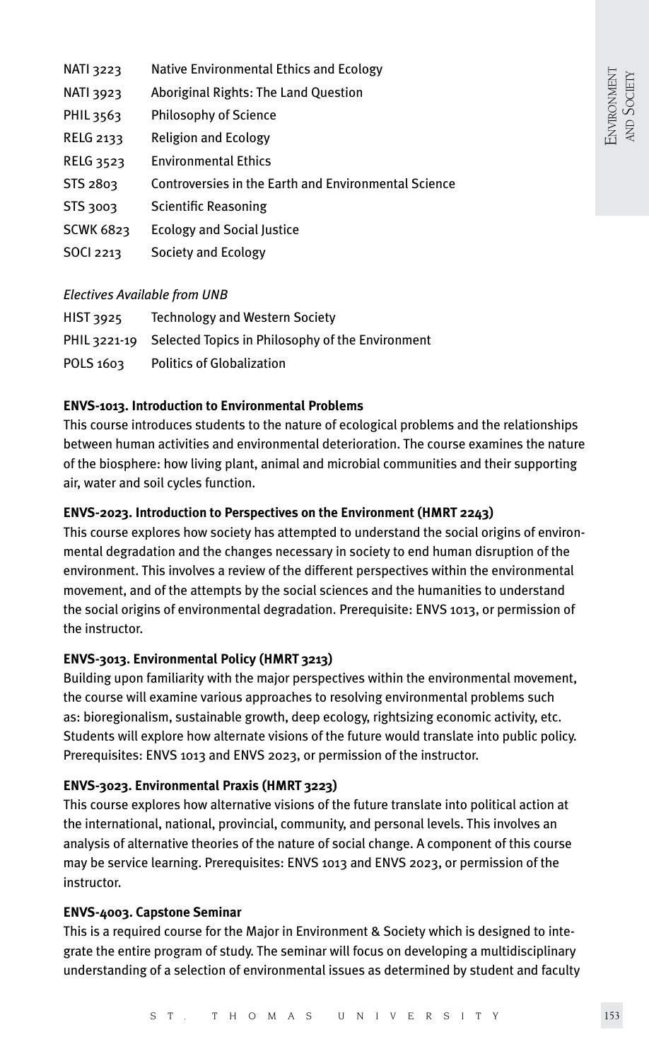| | |
|---|---|
| NATI 3223 | Native Environmental Ethics and Ecology |
| NATI 3923 | Aboriginal Rights: The Land Question |
| PHIL 3563 | Philosophy of Science |
| RELG 2133 | Religion and Ecology |
| RELG 3523 | Environmental Ethics |
| STS 2803 | Controversies in the Earth and Environmental Science |
| STS 3003 | Scientific Reasoning |
| SCWK 6823 | Ecology and Social Justice |
| SOCI 2213 | Society and Ecology |

*Electives Available from UNB*

| | |
|---|---|
| HIST 3925 | Technology and Western Society |
| PHIL 3221-19 | Selected Topics in Philosophy of the Environment |
| POLS 1603 | Politics of Globalization |

**ENVS-1013. Introduction to Environmental Problems**

This course introduces students to the nature of ecological problems and the relationships between human activities and environmental deterioration. The course examines the nature of the biosphere: how living plant, animal and microbial communities and their supporting air, water and soil cycles function.

**ENVS-2023. Introduction to Perspectives on the Environment (HMRT 2243)**

This course explores how society has attempted to understand the social origins of environmental degradation and the changes necessary in society to end human disruption of the environment. This involves a review of the different perspectives within the environmental movement, and of the attempts by the social sciences and the humanities to understand the social origins of environmental degradation. Prerequisite: ENVS 1013, or permission of the instructor.

**ENVS-3013. Environmental Policy (HMRT 3213)**

Building upon familiarity with the major perspectives within the environmental movement, the course will examine various approaches to resolving environmental problems such as: bioregionalism, sustainable growth, deep ecology, rightsizing economic activity, etc. Students will explore how alternate visions of the future would translate into public policy. Prerequisites: ENVS 1013 and ENVS 2023, or permission of the instructor.

**ENVS-3023. Environmental Praxis (HMRT 3223)**

This course explores how alternative visions of the future translate into political action at the international, national, provincial, community, and personal levels. This involves an analysis of alternative theories of the nature of social change. A component of this course may be service learning. Prerequisites: ENVS 1013 and ENVS 2023, or permission of the instructor.

**ENVS-4003. Capstone Seminar**

This is a required course for the Major in Environment & Society which is designed to integrate the entire program of study. The seminar will focus on developing a multidisciplinary understanding of a selection of environmental issues as determined by student and faculty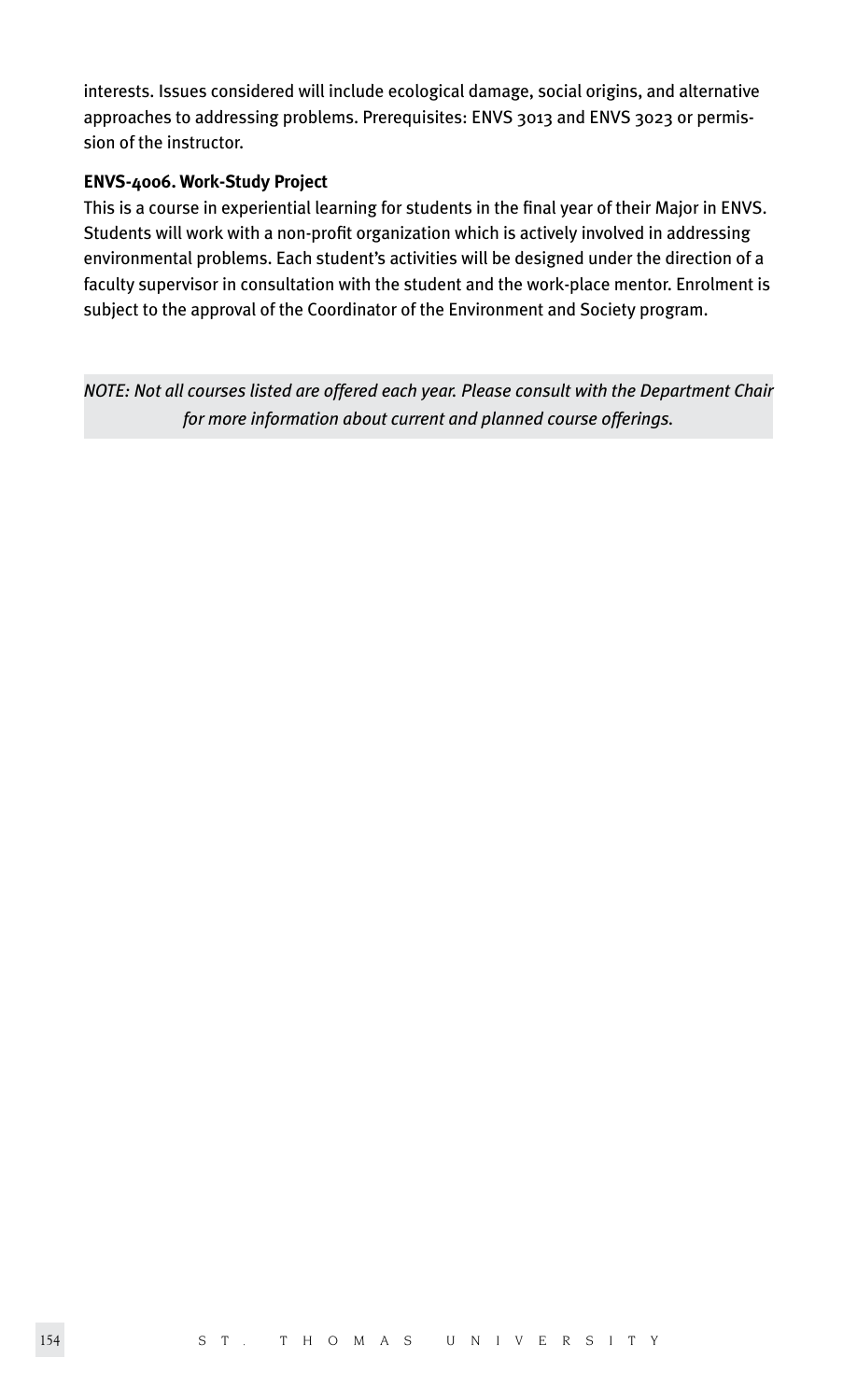interests. Issues considered will include ecological damage, social origins, and alternative approaches to addressing problems. Prerequisites: ENVS 3013 and ENVS 3023 or permission of the instructor.

**ENVS-4006. Work-Study Project**

This is a course in experiential learning for students in the final year of their Major in ENVS. Students will work with a non-profit organization which is actively involved in addressing environmental problems. Each student's activities will be designed under the direction of a faculty supervisor in consultation with the student and the work-place mentor. Enrolment is subject to the approval of the Coordinator of the Environment and Society program.

*NOTE: Not all courses listed are offered each year. Please consult with the Department Chair for more information about current and planned course offerings.*